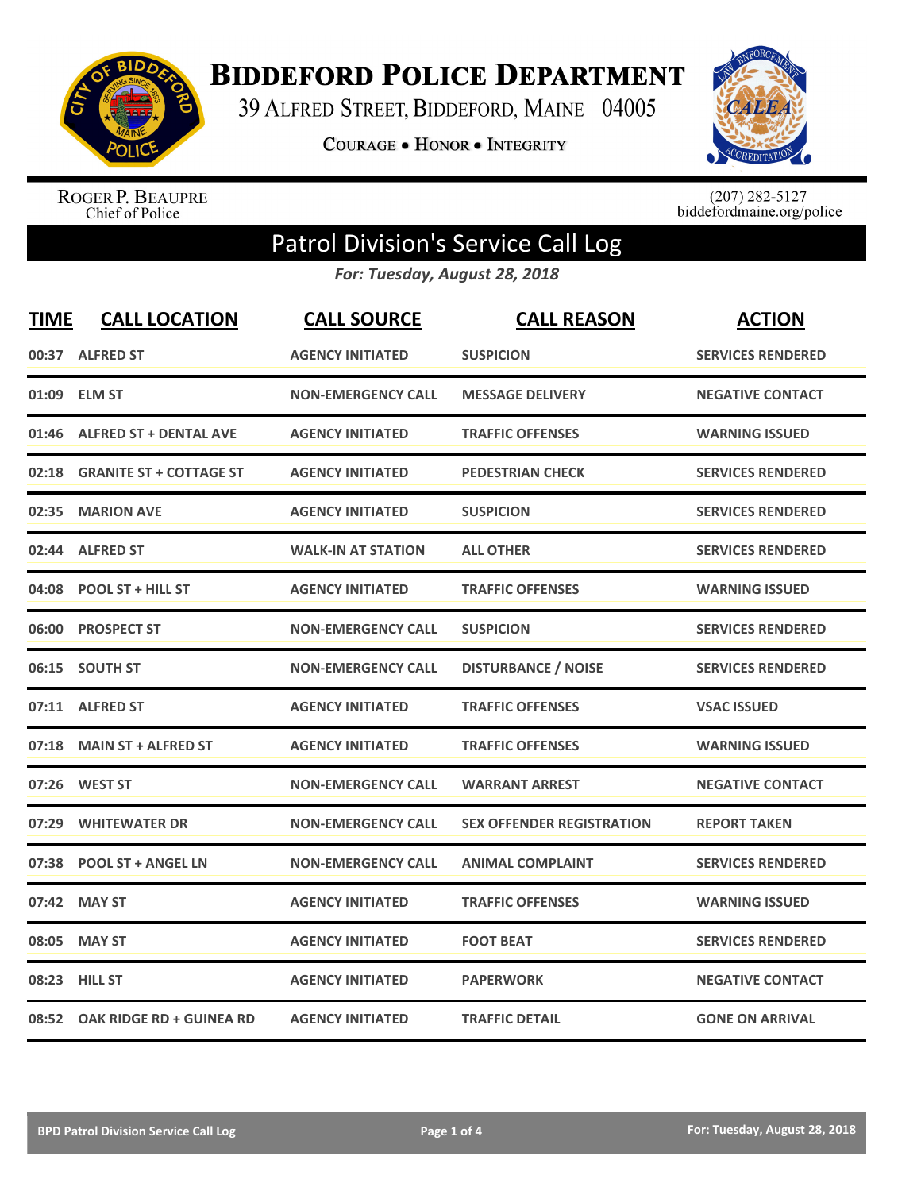# Biddeford Police Department

39 Alfred Street, Biddeford, Maine 04005

Courage • Honor • Integrity

Roger P. Beaupre
Chief of Police

(207) 282-5127
biddefordmaine.org/police

## Patrol Division's Service Call Log

*For: Tuesday, August 28, 2018*

| TIME | CALL LOCATION | CALL SOURCE | CALL REASON | ACTION |
|---|---|---|---|---|
| 00:37 | ALFRED ST | AGENCY INITIATED | SUSPICION | SERVICES RENDERED |
| 01:09 | ELM ST | NON-EMERGENCY CALL | MESSAGE DELIVERY | NEGATIVE CONTACT |
| 01:46 | ALFRED ST + DENTAL AVE | AGENCY INITIATED | TRAFFIC OFFENSES | WARNING ISSUED |
| 02:18 | GRANITE ST + COTTAGE ST | AGENCY INITIATED | PEDESTRIAN CHECK | SERVICES RENDERED |
| 02:35 | MARION AVE | AGENCY INITIATED | SUSPICION | SERVICES RENDERED |
| 02:44 | ALFRED ST | WALK-IN AT STATION | ALL OTHER | SERVICES RENDERED |
| 04:08 | POOL ST + HILL ST | AGENCY INITIATED | TRAFFIC OFFENSES | WARNING ISSUED |
| 06:00 | PROSPECT ST | NON-EMERGENCY CALL | SUSPICION | SERVICES RENDERED |
| 06:15 | SOUTH ST | NON-EMERGENCY CALL | DISTURBANCE / NOISE | SERVICES RENDERED |
| 07:11 | ALFRED ST | AGENCY INITIATED | TRAFFIC OFFENSES | VSAC ISSUED |
| 07:18 | MAIN ST + ALFRED ST | AGENCY INITIATED | TRAFFIC OFFENSES | WARNING ISSUED |
| 07:26 | WEST ST | NON-EMERGENCY CALL | WARRANT ARREST | NEGATIVE CONTACT |
| 07:29 | WHITEWATER DR | NON-EMERGENCY CALL | SEX OFFENDER REGISTRATION | REPORT TAKEN |
| 07:38 | POOL ST + ANGEL LN | NON-EMERGENCY CALL | ANIMAL COMPLAINT | SERVICES RENDERED |
| 07:42 | MAY ST | AGENCY INITIATED | TRAFFIC OFFENSES | WARNING ISSUED |
| 08:05 | MAY ST | AGENCY INITIATED | FOOT BEAT | SERVICES RENDERED |
| 08:23 | HILL ST | AGENCY INITIATED | PAPERWORK | NEGATIVE CONTACT |
| 08:52 | OAK RIDGE RD + GUINEA RD | AGENCY INITIATED | TRAFFIC DETAIL | GONE ON ARRIVAL |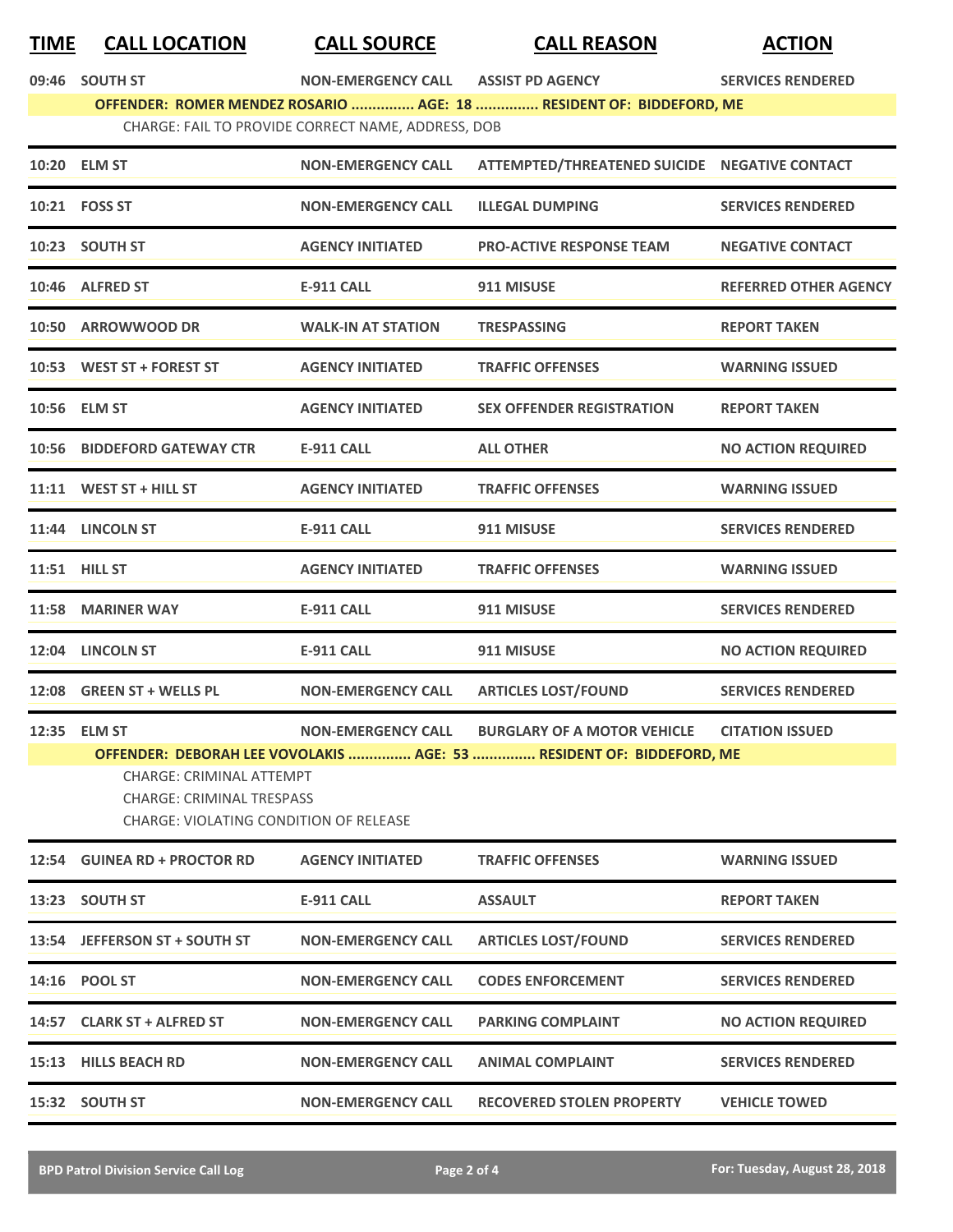| TIME | CALL LOCATION | CALL SOURCE | CALL REASON | ACTION |
|---|---|---|---|---|
| 09:46 | SOUTH ST | NON-EMERGENCY CALL | ASSIST PD AGENCY | SERVICES RENDERED |
| | **OFFENDER: ROMER MENDEZ ROSARIO ............... AGE: 18 ............... RESIDENT OF: BIDDEFORD, ME** | | | |
| | CHARGE: FAIL TO PROVIDE CORRECT NAME, ADDRESS, DOB | | | |
| 10:20 | ELM ST | NON-EMERGENCY CALL | ATTEMPTED/THREATENED SUICIDE | NEGATIVE CONTACT |
| 10:21 | FOSS ST | NON-EMERGENCY CALL | ILLEGAL DUMPING | SERVICES RENDERED |
| 10:23 | SOUTH ST | AGENCY INITIATED | PRO-ACTIVE RESPONSE TEAM | NEGATIVE CONTACT |
| 10:46 | ALFRED ST | E-911 CALL | 911 MISUSE | REFERRED OTHER AGENCY |
| 10:50 | ARROWWOOD DR | WALK-IN AT STATION | TRESPASSING | REPORT TAKEN |
| 10:53 | WEST ST + FOREST ST | AGENCY INITIATED | TRAFFIC OFFENSES | WARNING ISSUED |
| 10:56 | ELM ST | AGENCY INITIATED | SEX OFFENDER REGISTRATION | REPORT TAKEN |
| 10:56 | BIDDEFORD GATEWAY CTR | E-911 CALL | ALL OTHER | NO ACTION REQUIRED |
| 11:11 | WEST ST + HILL ST | AGENCY INITIATED | TRAFFIC OFFENSES | WARNING ISSUED |
| 11:44 | LINCOLN ST | E-911 CALL | 911 MISUSE | SERVICES RENDERED |
| 11:51 | HILL ST | AGENCY INITIATED | TRAFFIC OFFENSES | WARNING ISSUED |
| 11:58 | MARINER WAY | E-911 CALL | 911 MISUSE | SERVICES RENDERED |
| 12:04 | LINCOLN ST | E-911 CALL | 911 MISUSE | NO ACTION REQUIRED |
| 12:08 | GREEN ST + WELLS PL | NON-EMERGENCY CALL | ARTICLES LOST/FOUND | SERVICES RENDERED |
| 12:35 | ELM ST | NON-EMERGENCY CALL | BURGLARY OF A MOTOR VEHICLE | CITATION ISSUED |
| | **OFFENDER: DEBORAH LEE VOVOLAKIS ............... AGE: 53 ............... RESIDENT OF: BIDDEFORD, ME** | | | |
| | CHARGE: CRIMINAL ATTEMPT<br>CHARGE: CRIMINAL TRESPASS<br>CHARGE: VIOLATING CONDITION OF RELEASE | | | |
| 12:54 | GUINEA RD + PROCTOR RD | AGENCY INITIATED | TRAFFIC OFFENSES | WARNING ISSUED |
| 13:23 | SOUTH ST | E-911 CALL | ASSAULT | REPORT TAKEN |
| 13:54 | JEFFERSON ST + SOUTH ST | NON-EMERGENCY CALL | ARTICLES LOST/FOUND | SERVICES RENDERED |
| 14:16 | POOL ST | NON-EMERGENCY CALL | CODES ENFORCEMENT | SERVICES RENDERED |
| 14:57 | CLARK ST + ALFRED ST | NON-EMERGENCY CALL | PARKING COMPLAINT | NO ACTION REQUIRED |
| 15:13 | HILLS BEACH RD | NON-EMERGENCY CALL | ANIMAL COMPLAINT | SERVICES RENDERED |
| 15:32 | SOUTH ST | NON-EMERGENCY CALL | RECOVERED STOLEN PROPERTY | VEHICLE TOWED |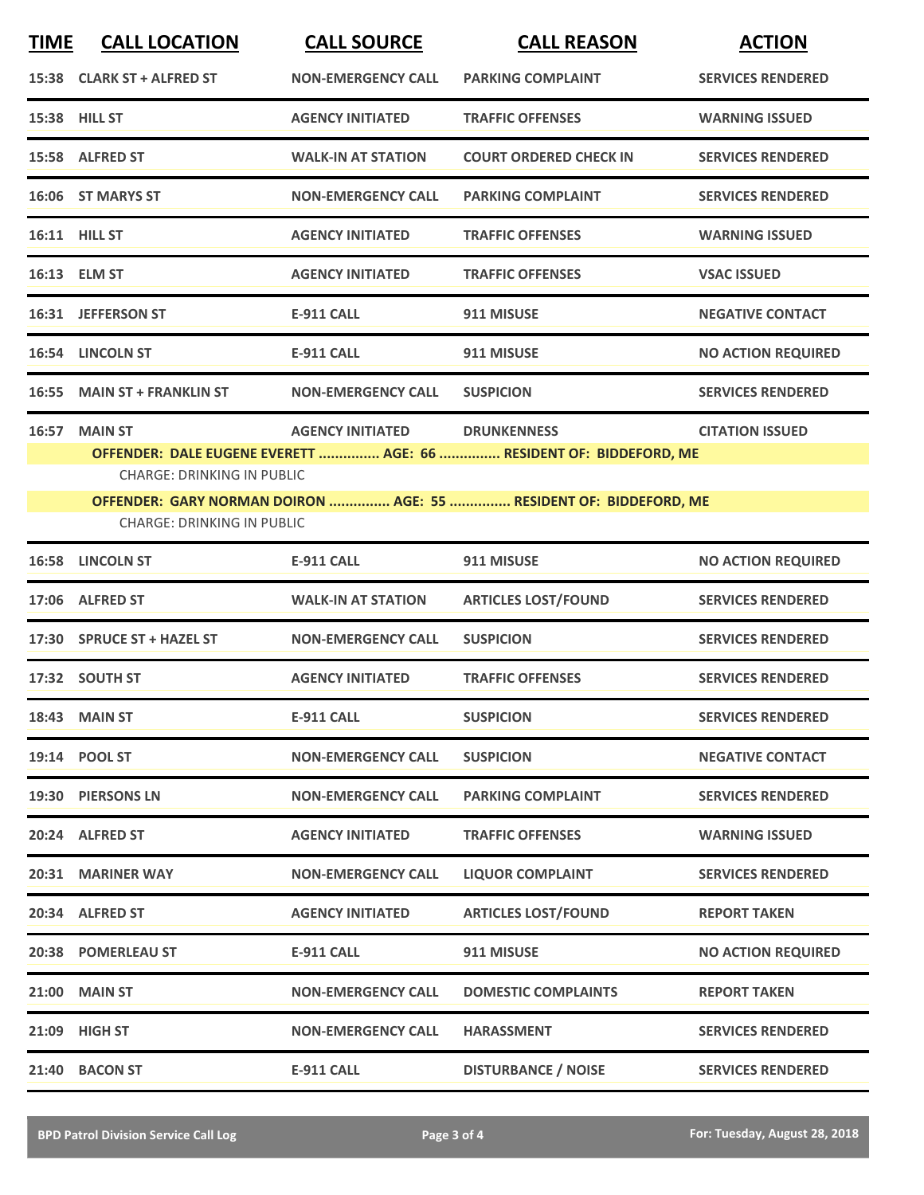| TIME | CALL LOCATION | CALL SOURCE | CALL REASON | ACTION |
|---|---|---|---|---|
| 15:38 | CLARK ST + ALFRED ST | NON-EMERGENCY CALL | PARKING COMPLAINT | SERVICES RENDERED |
| 15:38 | HILL ST | AGENCY INITIATED | TRAFFIC OFFENSES | WARNING ISSUED |
| 15:58 | ALFRED ST | WALK-IN AT STATION | COURT ORDERED CHECK IN | SERVICES RENDERED |
| 16:06 | ST MARYS ST | NON-EMERGENCY CALL | PARKING COMPLAINT | SERVICES RENDERED |
| 16:11 | HILL ST | AGENCY INITIATED | TRAFFIC OFFENSES | WARNING ISSUED |
| 16:13 | ELM ST | AGENCY INITIATED | TRAFFIC OFFENSES | VSAC ISSUED |
| 16:31 | JEFFERSON ST | E-911 CALL | 911 MISUSE | NEGATIVE CONTACT |
| 16:54 | LINCOLN ST | E-911 CALL | 911 MISUSE | NO ACTION REQUIRED |
| 16:55 | MAIN ST + FRANKLIN ST | NON-EMERGENCY CALL | SUSPICION | SERVICES RENDERED |
| 16:57 | MAIN ST | AGENCY INITIATED | DRUNKENNESS | CITATION ISSUED |
| | **OFFENDER: DALE EUGENE EVERETT ............... AGE: 66 ............... RESIDENT OF: BIDDEFORD, ME** | | | |
| | CHARGE: DRINKING IN PUBLIC | | | |
| | **OFFENDER: GARY NORMAN DOIRON ............... AGE: 55 ............... RESIDENT OF: BIDDEFORD, ME** | | | |
| | CHARGE: DRINKING IN PUBLIC | | | |
| 16:58 | LINCOLN ST | E-911 CALL | 911 MISUSE | NO ACTION REQUIRED |
| 17:06 | ALFRED ST | WALK-IN AT STATION | ARTICLES LOST/FOUND | SERVICES RENDERED |
| 17:30 | SPRUCE ST + HAZEL ST | NON-EMERGENCY CALL | SUSPICION | SERVICES RENDERED |
| 17:32 | SOUTH ST | AGENCY INITIATED | TRAFFIC OFFENSES | SERVICES RENDERED |
| 18:43 | MAIN ST | E-911 CALL | SUSPICION | SERVICES RENDERED |
| 19:14 | POOL ST | NON-EMERGENCY CALL | SUSPICION | NEGATIVE CONTACT |
| 19:30 | PIERSONS LN | NON-EMERGENCY CALL | PARKING COMPLAINT | SERVICES RENDERED |
| 20:24 | ALFRED ST | AGENCY INITIATED | TRAFFIC OFFENSES | WARNING ISSUED |
| 20:31 | MARINER WAY | NON-EMERGENCY CALL | LIQUOR COMPLAINT | SERVICES RENDERED |
| 20:34 | ALFRED ST | AGENCY INITIATED | ARTICLES LOST/FOUND | REPORT TAKEN |
| 20:38 | POMERLEAU ST | E-911 CALL | 911 MISUSE | NO ACTION REQUIRED |
| 21:00 | MAIN ST | NON-EMERGENCY CALL | DOMESTIC COMPLAINTS | REPORT TAKEN |
| 21:09 | HIGH ST | NON-EMERGENCY CALL | HARASSMENT | SERVICES RENDERED |
| 21:40 | BACON ST | E-911 CALL | DISTURBANCE / NOISE | SERVICES RENDERED |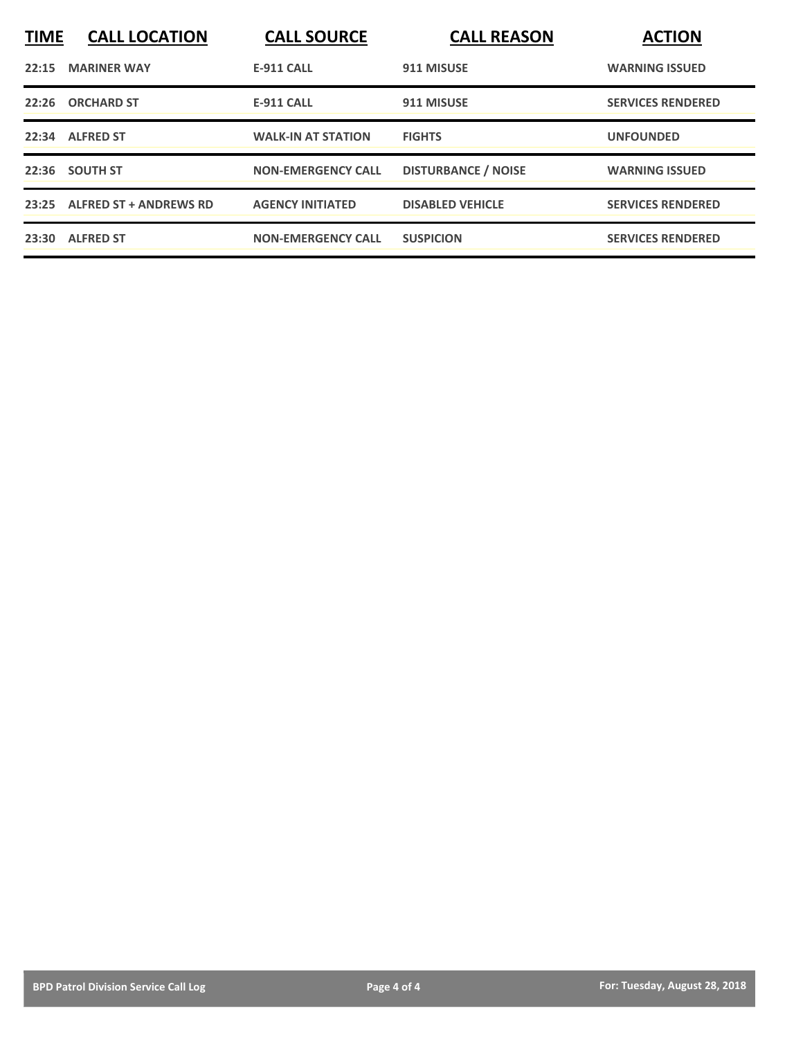| TIME | CALL LOCATION | CALL SOURCE | CALL REASON | ACTION |
|---|---|---|---|---|
| 22:15 | MARINER WAY | E-911 CALL | 911 MISUSE | WARNING ISSUED |
| 22:26 | ORCHARD ST | E-911 CALL | 911 MISUSE | SERVICES RENDERED |
| 22:34 | ALFRED ST | WALK-IN AT STATION | FIGHTS | UNFOUNDED |
| 22:36 | SOUTH ST | NON-EMERGENCY CALL | DISTURBANCE / NOISE | WARNING ISSUED |
| 23:25 | ALFRED ST + ANDREWS RD | AGENCY INITIATED | DISABLED VEHICLE | SERVICES RENDERED |
| 23:30 | ALFRED ST | NON-EMERGENCY CALL | SUSPICION | SERVICES RENDERED |